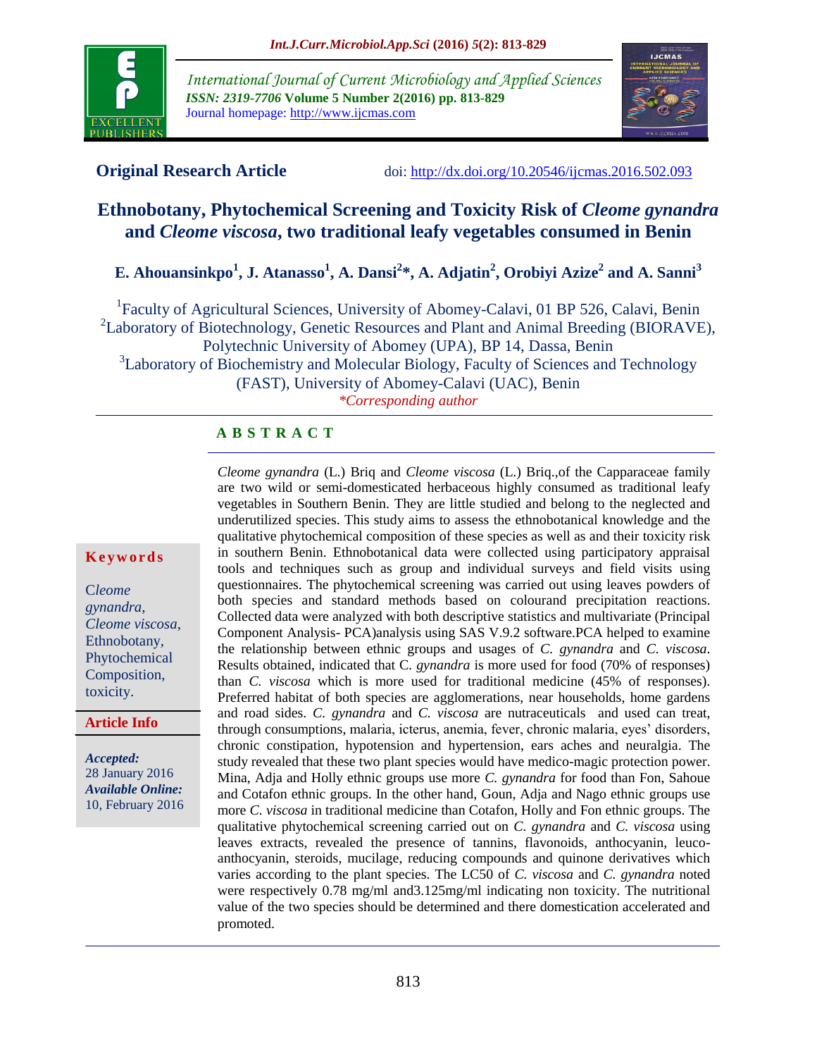**Original Research Article** doi: http://dx.doi.org/10.20546/ijcmas.2016.502.093

# Ethnobotany, Phytochemical Screening and Toxicity Risk of *Cleome gynandra* and *Cleome viscosa*, two traditional leafy vegetables consumed in Benin

**E. Ahouansinkpo[1], J. Atanasso[1], A. Dansi[2]\*, A. Adjatin[2], Orobiyi Azize[2] and A. Sanni[3]**

[1]Faculty of Agricultural Sciences, University of Abomey-Calavi, 01 BP 526, Calavi, Benin
[2]Laboratory of Biotechnology, Genetic Resources and Plant and Animal Breeding (BIORAVE), Polytechnic University of Abomey (UPA), BP 14, Dassa, Benin
[3]Laboratory of Biochemistry and Molecular Biology, Faculty of Sciences and Technology (FAST), University of Abomey-Calavi (UAC), Benin
*\*Corresponding author*

## ABSTRACT

*Cleome gynandra* (L.) Briq and *Cleome viscosa* (L.) Briq.,of the Capparaceae family are two wild or semi-domesticated herbaceous highly consumed as traditional leafy vegetables in Southern Benin. They are little studied and belong to the neglected and underutilized species. This study aims to assess the ethnobotanical knowledge and the qualitative phytochemical composition of these species as well as and their toxicity risk in southern Benin. Ethnobotanical data were collected using participatory appraisal tools and techniques such as group and individual surveys and field visits using questionnaires. The phytochemical screening was carried out using leaves powders of both species and standard methods based on colourand precipitation reactions. Collected data were analyzed with both descriptive statistics and multivariate (Principal Component Analysis- PCA)analysis using SAS V.9.2 software.PCA helped to examine the relationship between ethnic groups and usages of *C. gynandra* and *C. viscosa*. Results obtained, indicated that C. *gynandra* is more used for food (70% of responses) than *C. viscosa* which is more used for traditional medicine (45% of responses). Preferred habitat of both species are agglomerations, near households, home gardens and road sides. *C. gynandra* and *C. viscosa* are nutraceuticals and used can treat, through consumptions, malaria, icterus, anemia, fever, chronic malaria, eyes' disorders, chronic constipation, hypotension and hypertension, ears aches and neuralgia. The study revealed that these two plant species would have medico-magic protection power. Mina, Adja and Holly ethnic groups use more *C. gynandra* for food than Fon, Sahoue and Cotafon ethnic groups. In the other hand, Goun, Adja and Nago ethnic groups use more *C. viscosa* in traditional medicine than Cotafon, Holly and Fon ethnic groups. The qualitative phytochemical screening carried out on *C. gynandra* and *C. viscosa* using leaves extracts, revealed the presence of tannins, flavonoids, anthocyanin, leuco-anthocyanin, steroids, mucilage, reducing compounds and quinone derivatives which varies according to the plant species. The LC50 of *C. viscosa* and *C. gynandra* noted were respectively 0.78 mg/ml and3.125mg/ml indicating non toxicity. The nutritional value of the two species should be determined and there domestication accelerated and promoted.

**Keywords**

*Cleome gynandra*, *Cleome viscosa*, Ethnobotany, Phytochemical Composition, toxicity.

**Article Info**

***Accepted:*** 28 January 2016
***Available Online:*** 10, February 2016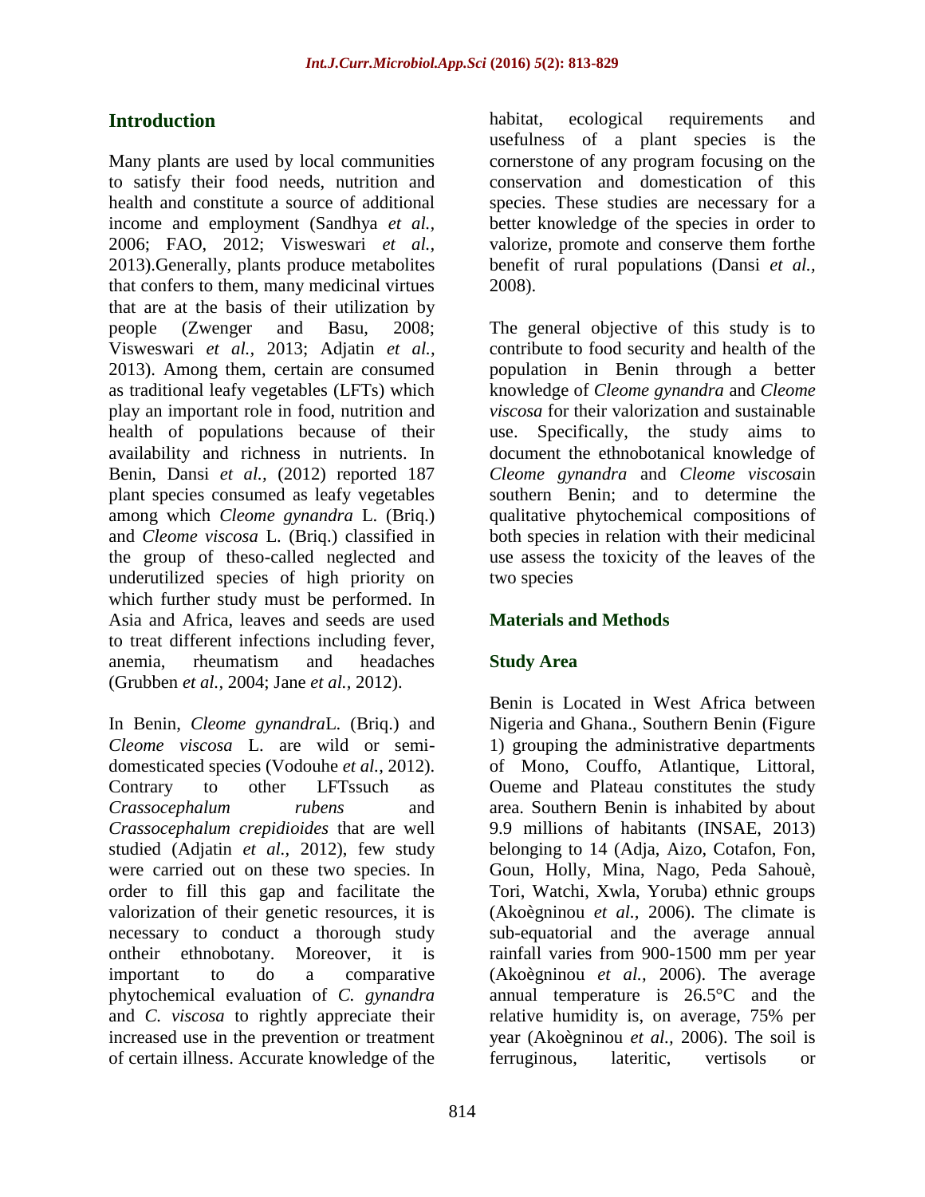## Introduction

Many plants are used by local communities to satisfy their food needs, nutrition and health and constitute a source of additional income and employment (Sandhya *et al.,* 2006; FAO, 2012; Visweswari *et al.,* 2013).Generally, plants produce metabolites that confers to them, many medicinal virtues that are at the basis of their utilization by people (Zwenger and Basu, 2008; Visweswari *et al.,* 2013; Adjatin *et al.,* 2013). Among them, certain are consumed as traditional leafy vegetables (LFTs) which play an important role in food, nutrition and health of populations because of their availability and richness in nutrients. In Benin, Dansi *et al.,* (2012) reported 187 plant species consumed as leafy vegetables among which *Cleome gynandra* L. (Briq.) and *Cleome viscosa* L. (Briq.) classified in the group of theso-called neglected and underutilized species of high priority on which further study must be performed. In Asia and Africa, leaves and seeds are used to treat different infections including fever, anemia, rheumatism and headaches (Grubben *et al.,* 2004; Jane *et al.,* 2012).

In Benin, *Cleome gynandra*L. (Briq.) and *Cleome viscosa* L. are wild or semi-domesticated species (Vodouhe *et al.,* 2012). Contrary to other LFTssuch as *Crassocephalum rubens* and *Crassocephalum crepidioides* that are well studied (Adjatin *et al.,* 2012), few study were carried out on these two species. In order to fill this gap and facilitate the valorization of their genetic resources, it is necessary to conduct a thorough study ontheir ethnobotany. Moreover, it is important to do a comparative phytochemical evaluation of *C. gynandra* and *C. viscosa* to rightly appreciate their increased use in the prevention or treatment of certain illness. Accurate knowledge of the habitat, ecological requirements and usefulness of a plant species is the cornerstone of any program focusing on the conservation and domestication of this species. These studies are necessary for a better knowledge of the species in order to valorize, promote and conserve them forthe benefit of rural populations (Dansi *et al.,* 2008).

The general objective of this study is to contribute to food security and health of the population in Benin through a better knowledge of *Cleome gynandra* and *Cleome viscosa* for their valorization and sustainable use. Specifically, the study aims to document the ethnobotanical knowledge of *Cleome gynandra* and *Cleome viscosa*in southern Benin; and to determine the qualitative phytochemical compositions of both species in relation with their medicinal use assess the toxicity of the leaves of the two species

## Materials and Methods

### Study Area

Benin is Located in West Africa between Nigeria and Ghana., Southern Benin (Figure 1) grouping the administrative departments of Mono, Couffo, Atlantique, Littoral, Oueme and Plateau constitutes the study area. Southern Benin is inhabited by about 9.9 millions of habitants (INSAE, 2013) belonging to 14 (Adja, Aizo, Cotafon, Fon, Goun, Holly, Mina, Nago, Peda Sahouè, Tori, Watchi, Xwla, Yoruba) ethnic groups (Akoègninou *et al.,* 2006). The climate is sub-equatorial and the average annual rainfall varies from 900-1500 mm per year (Akoègninou *et al.,* 2006). The average annual temperature is 26.5°C and the relative humidity is, on average, 75% per year (Akoègninou *et al.,* 2006). The soil is ferruginous, lateritic, vertisols or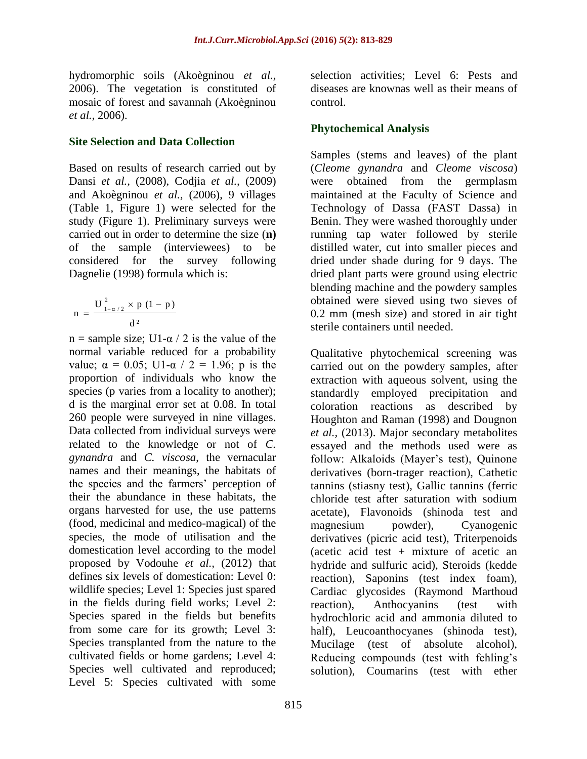hydromorphic soils (Akoègninou *et al.,* 2006). The vegetation is constituted of mosaic of forest and savannah (Akoègninou *et al.,* 2006).

## Site Selection and Data Collection

Based on results of research carried out by Dansi *et al.,* (2008), Codjia *et al.,* (2009) and Akoègninou *et al.,* (2006), 9 villages (Table 1, Figure 1) were selected for the study (Figure 1). Preliminary surveys were carried out in order to determine the size (**n)** of the sample (interviewees) to be considered for the survey following Dagnelie (1998) formula which is:

$$n = \frac{U^2_{1-\alpha/2} \times p\,(1-p)}{d^2}$$

n = sample size; U1-α / 2 is the value of the normal variable reduced for a probability value; α = 0.05; U1-α / 2 = 1.96; p is the proportion of individuals who know the species (p varies from a locality to another); d is the marginal error set at 0.08. In total 260 people were surveyed in nine villages. Data collected from individual surveys were related to the knowledge or not of *C. gynandra* and *C. viscosa*, the vernacular names and their meanings, the habitats of the species and the farmers' perception of their the abundance in these habitats, the organs harvested for use, the use patterns (food, medicinal and medico-magical) of the species, the mode of utilisation and the domestication level according to the model proposed by Vodouhe *et al.,* (2012) that defines six levels of domestication: Level 0: wildlife species; Level 1: Species just spared in the fields during field works; Level 2: Species spared in the fields but benefits from some care for its growth; Level 3: Species transplanted from the nature to the cultivated fields or home gardens; Level 4: Species well cultivated and reproduced; Level 5: Species cultivated with some selection activities; Level 6: Pests and diseases are knownas well as their means of control.

## Phytochemical Analysis

Samples (stems and leaves) of the plant (*Cleome gynandra* and *Cleome viscosa*) were obtained from the germplasm maintained at the Faculty of Science and Technology of Dassa (FAST Dassa) in Benin. They were washed thoroughly under running tap water followed by sterile distilled water, cut into smaller pieces and dried under shade during for 9 days. The dried plant parts were ground using electric blending machine and the powdery samples obtained were sieved using two sieves of 0.2 mm (mesh size) and stored in air tight sterile containers until needed.

Qualitative phytochemical screening was carried out on the powdery samples, after extraction with aqueous solvent, using the standardly employed precipitation and coloration reactions as described by Houghton and Raman (1998) and Dougnon *et al.,* (2013). Major secondary metabolites essayed and the methods used were as follow: Alkaloids (Mayer's test), Quinone derivatives (born-trager reaction), Cathetic tannins (stiasny test), Gallic tannins (ferric chloride test after saturation with sodium acetate), Flavonoids (shinoda test and magnesium powder), Cyanogenic derivatives (picric acid test), Triterpenoids (acetic acid test + mixture of acetic an hydride and sulfuric acid), Steroids (kedde reaction), Saponins (test index foam), Cardiac glycosides (Raymond Marthoud reaction), Anthocyanins (test with hydrochloric acid and ammonia diluted to half), Leucoanthocyanes (shinoda test), Mucilage (test of absolute alcohol), Reducing compounds (test with fehling's solution), Coumarins (test with ether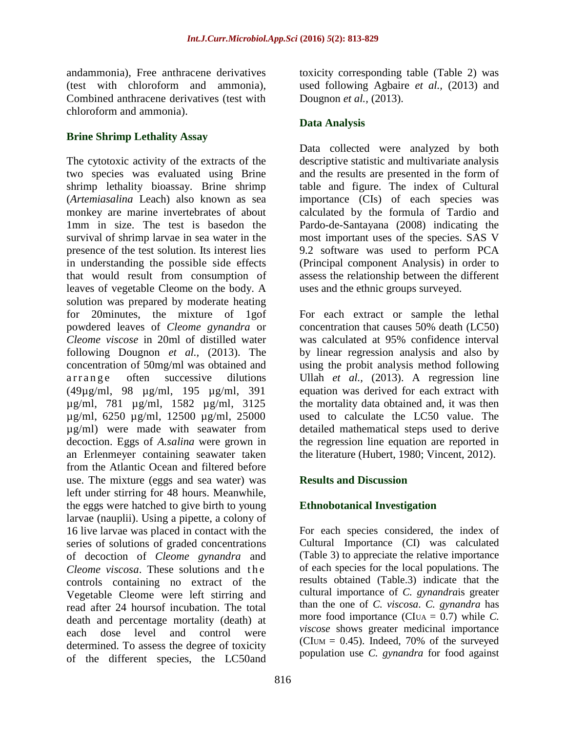andammonia), Free anthracene derivatives (test with chloroform and ammonia), Combined anthracene derivatives (test with chloroform and ammonia).

### Brine Shrimp Lethality Assay

The cytotoxic activity of the extracts of the two species was evaluated using Brine shrimp lethality bioassay. Brine shrimp (*Artemiasalina* Leach) also known as sea monkey are marine invertebrates of about 1mm in size. The test is basedon the survival of shrimp larvae in sea water in the presence of the test solution. Its interest lies in understanding the possible side effects that would result from consumption of leaves of vegetable Cleome on the body. A solution was prepared by moderate heating for 20minutes, the mixture of 1gof powdered leaves of *Cleome gynandra* or *Cleome viscose* in 20ml of distilled water following Dougnon *et al.,* (2013). The concentration of 50mg/ml was obtained and arrange often successive dilutions (49µg/ml, 98 µg/ml, 195 µg/ml, 391 µg/ml, 781 µg/ml, 1582 µg/ml, 3125 µg/ml, 6250 µg/ml, 12500 µg/ml, 25000 µg/ml) were made with seawater from decoction. Eggs of *A.salina* were grown in an Erlenmeyer containing seawater taken from the Atlantic Ocean and filtered before use. The mixture (eggs and sea water) was left under stirring for 48 hours. Meanwhile, the eggs were hatched to give birth to young larvae (nauplii). Using a pipette, a colony of 16 live larvae was placed in contact with the series of solutions of graded concentrations of decoction of *Cleome gynandra* and *Cleome viscosa*. These solutions and the controls containing no extract of the Vegetable Cleome were left stirring and read after 24 hoursof incubation. The total death and percentage mortality (death) at each dose level and control were determined. To assess the degree of toxicity of the different species, the LC50and toxicity corresponding table (Table 2) was used following Agbaire *et al.,* (2013) and Dougnon *et al.,* (2013).

### Data Analysis

Data collected were analyzed by both descriptive statistic and multivariate analysis and the results are presented in the form of table and figure. The index of Cultural importance (CIs) of each species was calculated by the formula of Tardio and Pardo-de-Santayana (2008) indicating the most important uses of the species. SAS V 9.2 software was used to perform PCA (Principal component Analysis) in order to assess the relationship between the different uses and the ethnic groups surveyed.

For each extract or sample the lethal concentration that causes 50% death (LC50) was calculated at 95% confidence interval by linear regression analysis and also by using the probit analysis method following Ullah *et al.,* (2013). A regression line equation was derived for each extract with the mortality data obtained and, it was then used to calculate the LC50 value. The detailed mathematical steps used to derive the regression line equation are reported in the literature (Hubert, 1980; Vincent, 2012).

## Results and Discussion

### Ethnobotanical Investigation

For each species considered, the index of Cultural Importance (CI) was calculated (Table 3) to appreciate the relative importance of each species for the local populations. The results obtained (Table.3) indicate that the cultural importance of *C. gynandra*is greater than the one of *C. viscosa*. *C. gynandra* has more food importance ($CI_{UA} = 0.7$) while *C. viscose* shows greater medicinal importance ($CI_{UM} = 0.45$). Indeed, 70% of the surveyed population use *C. gynandra* for food against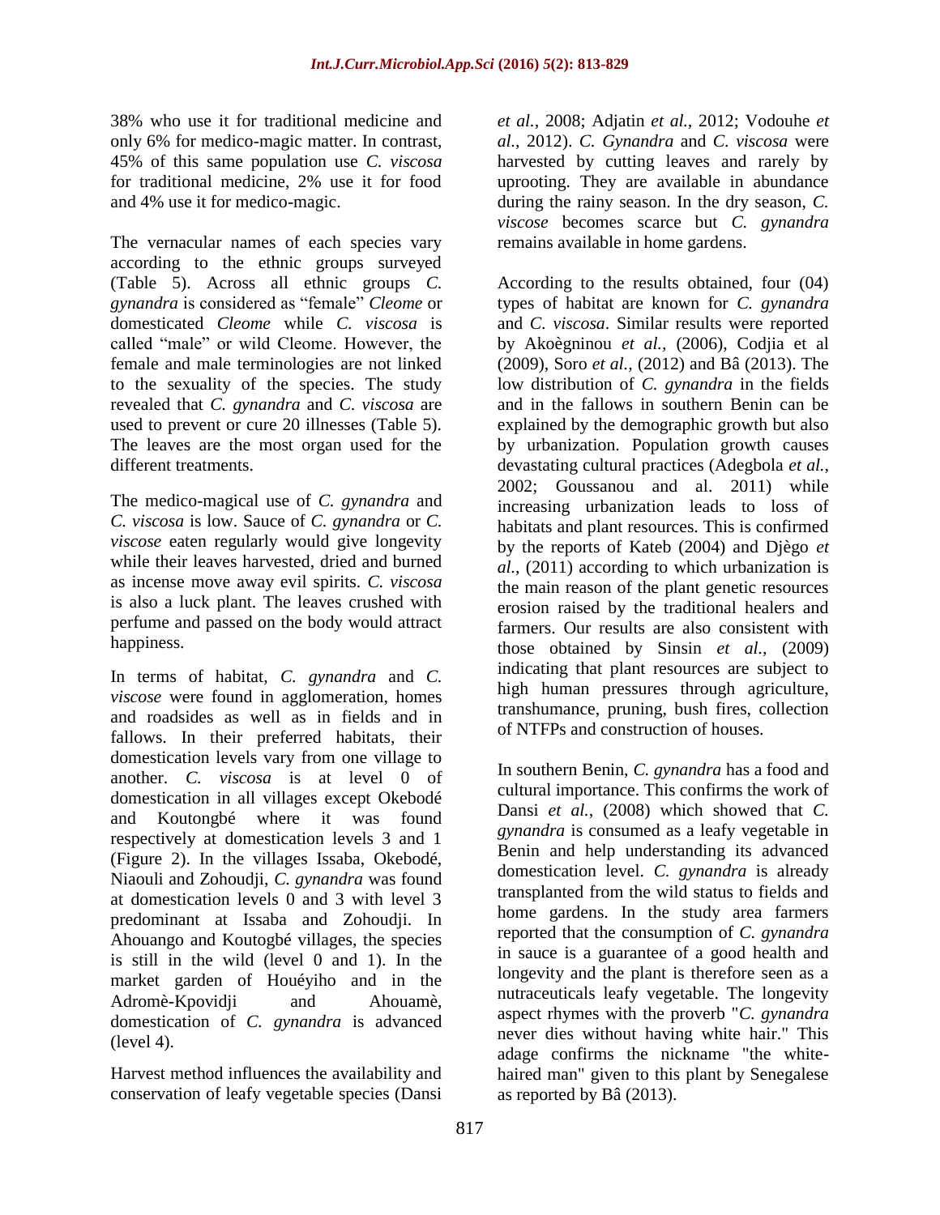38% who use it for traditional medicine and only 6% for medico-magic matter. In contrast, 45% of this same population use *C. viscosa* for traditional medicine, 2% use it for food and 4% use it for medico-magic.

The vernacular names of each species vary according to the ethnic groups surveyed (Table 5). Across all ethnic groups *C. gynandra* is considered as "female" *Cleome* or domesticated *Cleome* while *C. viscosa* is called "male" or wild Cleome. However, the female and male terminologies are not linked to the sexuality of the species. The study revealed that *C. gynandra* and *C. viscosa* are used to prevent or cure 20 illnesses (Table 5). The leaves are the most organ used for the different treatments.

The medico-magical use of *C. gynandra* and *C. viscosa* is low. Sauce of *C. gynandra* or *C. viscose* eaten regularly would give longevity while their leaves harvested, dried and burned as incense move away evil spirits. *C. viscosa* is also a luck plant. The leaves crushed with perfume and passed on the body would attract happiness.

In terms of habitat, *C. gynandra* and *C. viscose* were found in agglomeration, homes and roadsides as well as in fields and in fallows. In their preferred habitats, their domestication levels vary from one village to another. *C. viscosa* is at level 0 of domestication in all villages except Okebodé and Koutongbé where it was found respectively at domestication levels 3 and 1 (Figure 2). In the villages Issaba, Okebodé, Niaouli and Zohoudji, *C. gynandra* was found at domestication levels 0 and 3 with level 3 predominant at Issaba and Zohoudji. In Ahouango and Koutogbé villages, the species is still in the wild (level 0 and 1). In the market garden of Houéyiho and in the Adromè-Kpovidji and Ahouamè, domestication of *C. gynandra* is advanced (level 4).

Harvest method influences the availability and conservation of leafy vegetable species (Dansi *et al.*, 2008; Adjatin *et al.*, 2012; Vodouhe *et al.*, 2012). *C. Gynandra* and *C. viscosa* were harvested by cutting leaves and rarely by uprooting. They are available in abundance during the rainy season. In the dry season, *C. viscose* becomes scarce but *C. gynandra* remains available in home gardens.

According to the results obtained, four (04) types of habitat are known for *C. gynandra* and *C. viscosa*. Similar results were reported by Akoègninou *et al.,* (2006), Codjia et al (2009), Soro *et al.,* (2012) and Bâ (2013). The low distribution of *C. gynandra* in the fields and in the fallows in southern Benin can be explained by the demographic growth but also by urbanization. Population growth causes devastating cultural practices (Adegbola *et al.,* 2002; Goussanou and al. 2011) while increasing urbanization leads to loss of habitats and plant resources. This is confirmed by the reports of Kateb (2004) and Djègo *et al.,* (2011) according to which urbanization is the main reason of the plant genetic resources erosion raised by the traditional healers and farmers. Our results are also consistent with those obtained by Sinsin *et al.,* (2009) indicating that plant resources are subject to high human pressures through agriculture, transhumance, pruning, bush fires, collection of NTFPs and construction of houses.

In southern Benin, *C. gynandra* has a food and cultural importance. This confirms the work of Dansi *et al.,* (2008) which showed that *C. gynandra* is consumed as a leafy vegetable in Benin and help understanding its advanced domestication level. *C. gynandra* is already transplanted from the wild status to fields and home gardens. In the study area farmers reported that the consumption of *C. gynandra* in sauce is a guarantee of a good health and longevity and the plant is therefore seen as a nutraceuticals leafy vegetable. The longevity aspect rhymes with the proverb "*C. gynandra* never dies without having white hair." This adage confirms the nickname "the white-haired man" given to this plant by Senegalese as reported by Bâ (2013).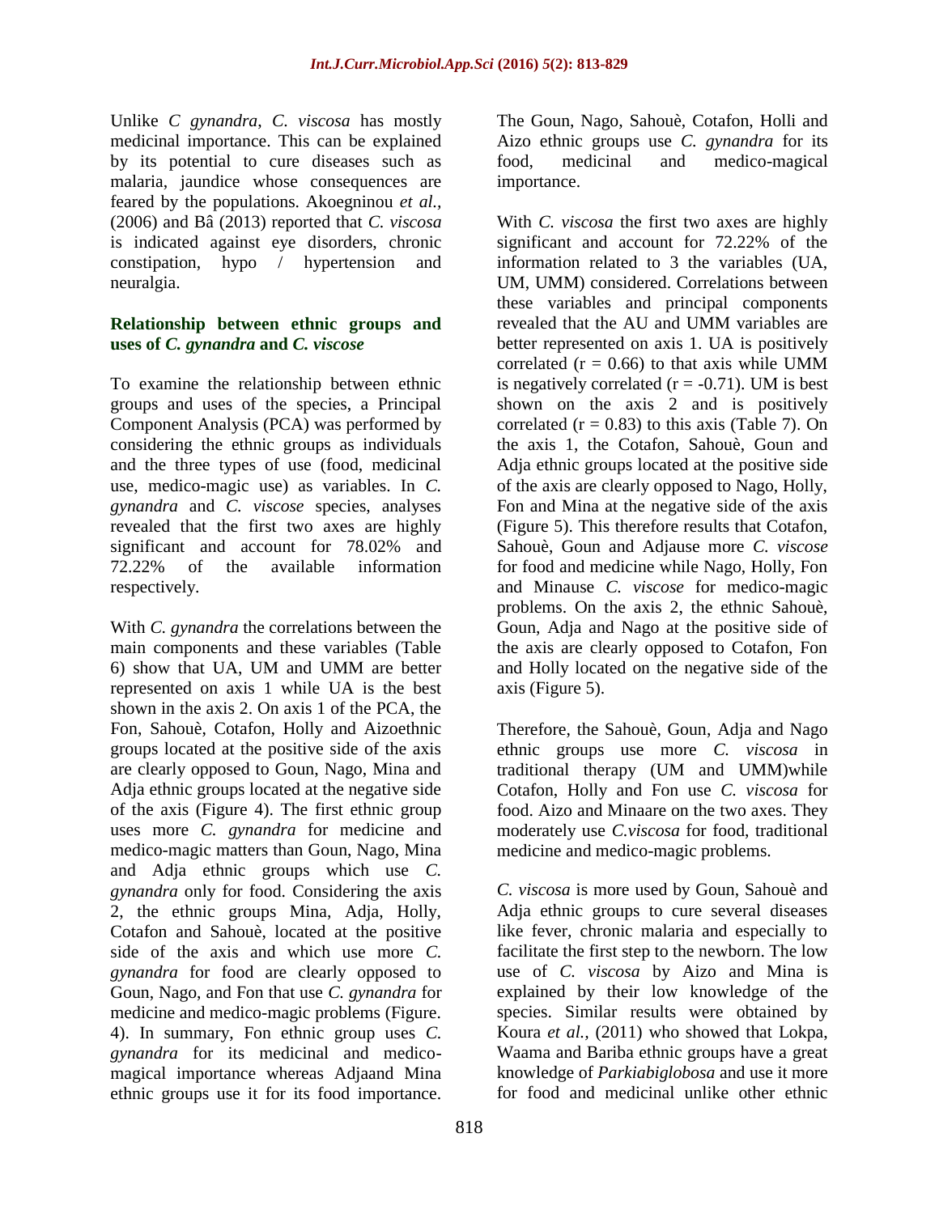Unlike *C gynandra*, *C. viscosa* has mostly medicinal importance. This can be explained by its potential to cure diseases such as malaria, jaundice whose consequences are feared by the populations. Akoegninou *et al.*, (2006) and Bâ (2013) reported that *C. viscosa* is indicated against eye disorders, chronic constipation, hypo / hypertension and neuralgia.

### Relationship between ethnic groups and uses of *C. gynandra* and *C. viscose*

To examine the relationship between ethnic groups and uses of the species, a Principal Component Analysis (PCA) was performed by considering the ethnic groups as individuals and the three types of use (food, medicinal use, medico-magic use) as variables. In *C. gynandra* and *C. viscose* species, analyses revealed that the first two axes are highly significant and account for 78.02% and 72.22% of the available information respectively.

With *C. gynandra* the correlations between the main components and these variables (Table 6) show that UA, UM and UMM are better represented on axis 1 while UA is the best shown in the axis 2. On axis 1 of the PCA, the Fon, Sahouè, Cotafon, Holly and Aizoethnic groups located at the positive side of the axis are clearly opposed to Goun, Nago, Mina and Adja ethnic groups located at the negative side of the axis (Figure 4). The first ethnic group uses more *C. gynandra* for medicine and medico-magic matters than Goun, Nago, Mina and Adja ethnic groups which use *C. gynandra* only for food. Considering the axis 2, the ethnic groups Mina, Adja, Holly, Cotafon and Sahouè, located at the positive side of the axis and which use more *C. gynandra* for food are clearly opposed to Goun, Nago, and Fon that use *C. gynandra* for medicine and medico-magic problems (Figure. 4). In summary, Fon ethnic group uses *C. gynandra* for its medicinal and medico-magical importance whereas Adjaand Mina ethnic groups use it for its food importance. The Goun, Nago, Sahouè, Cotafon, Holli and Aizo ethnic groups use *C. gynandra* for its food, medicinal and medico-magical importance.

With *C. viscosa* the first two axes are highly significant and account for 72.22% of the information related to 3 the variables (UA, UM, UMM) considered. Correlations between these variables and principal components revealed that the AU and UMM variables are better represented on axis 1. UA is positively correlated ($r = 0.66$) to that axis while UMM is negatively correlated ($r = -0.71$). UM is best shown on the axis 2 and is positively correlated ($r = 0.83$) to this axis (Table 7). On the axis 1, the Cotafon, Sahouè, Goun and Adja ethnic groups located at the positive side of the axis are clearly opposed to Nago, Holly, Fon and Mina at the negative side of the axis (Figure 5). This therefore results that Cotafon, Sahouè, Goun and Adjause more *C. viscose* for food and medicine while Nago, Holly, Fon and Minause *C. viscose* for medico-magic problems. On the axis 2, the ethnic Sahouè, Goun, Adja and Nago at the positive side of the axis are clearly opposed to Cotafon, Fon and Holly located on the negative side of the axis (Figure 5).

Therefore, the Sahouè, Goun, Adja and Nago ethnic groups use more *C. viscosa* in traditional therapy (UM and UMM)while Cotafon, Holly and Fon use *C. viscosa* for food. Aizo and Minaare on the two axes. They moderately use *C.viscosa* for food, traditional medicine and medico-magic problems.

*C. viscosa* is more used by Goun, Sahouè and Adja ethnic groups to cure several diseases like fever, chronic malaria and especially to facilitate the first step to the newborn. The low use of *C. viscosa* by Aizo and Mina is explained by their low knowledge of the species. Similar results were obtained by Koura *et al.,* (2011) who showed that Lokpa, Waama and Bariba ethnic groups have a great knowledge of *Parkiabiglobosa* and use it more for food and medicinal unlike other ethnic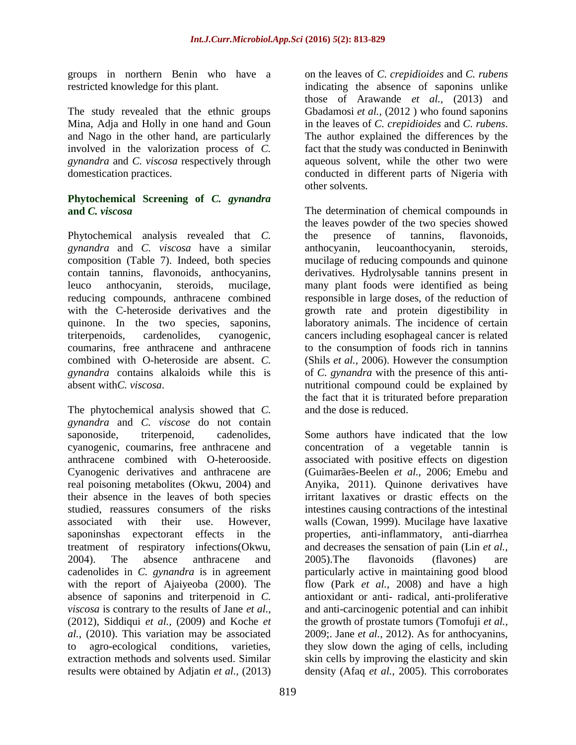groups in northern Benin who have a restricted knowledge for this plant.

The study revealed that the ethnic groups Mina, Adja and Holly in one hand and Goun and Nago in the other hand, are particularly involved in the valorization process of *C. gynandra* and *C. viscosa* respectively through domestication practices.

### Phytochemical Screening of *C. gynandra* and *C. viscosa*

Phytochemical analysis revealed that *C. gynandra* and *C. viscosa* have a similar composition (Table 7). Indeed, both species contain tannins, flavonoids, anthocyanins, leuco anthocyanin, steroids, mucilage, reducing compounds, anthracene combined with the C-heteroside derivatives and the quinone. In the two species, saponins, triterpenoids, cardenolides, cyanogenic, coumarins, free anthracene and anthracene combined with O-heteroside are absent. *C. gynandra* contains alkaloids while this is absent with*C. viscosa*.

The phytochemical analysis showed that *C. gynandra* and *C. viscose* do not contain saponoside, triterpenoid, cadenolides, cyanogenic, coumarins, free anthracene and anthracene combined with O-heterooside. Cyanogenic derivatives and anthracene are real poisoning metabolites (Okwu, 2004) and their absence in the leaves of both species studied, reassures consumers of the risks associated with their use. However, saponinshas expectorant effects in the treatment of respiratory infections(Okwu, 2004). The absence anthracene and cadenolides in *C. gynandra* is in agreement with the report of Ajaiyeoba (2000). The absence of saponins and triterpenoid in *C. viscosa* is contrary to the results of Jane *et al.,* (2012), Siddiqui *et al.,* (2009) and Koche *et al.,* (2010). This variation may be associated to agro-ecological conditions, varieties, extraction methods and solvents used. Similar results were obtained by Adjatin *et al.,* (2013) on the leaves of *C. crepidioides* and *C. rubens* indicating the absence of saponins unlike those of Arawande *et al.,* (2013) and Gbadamosi *et al.,* (2012 ) who found saponins in the leaves of *C. crepidioides* and *C. rubens*. The author explained the differences by the fact that the study was conducted in Beninwith aqueous solvent, while the other two were conducted in different parts of Nigeria with other solvents.

The determination of chemical compounds in the leaves powder of the two species showed the presence of tannins, flavonoids, anthocyanin, leucoanthocyanin, steroids, mucilage of reducing compounds and quinone derivatives. Hydrolysable tannins present in many plant foods were identified as being responsible in large doses, of the reduction of growth rate and protein digestibility in laboratory animals. The incidence of certain cancers including esophageal cancer is related to the consumption of foods rich in tannins (Shils *et al.,* 2006). However the consumption of *C. gynandra* with the presence of this anti-nutritional compound could be explained by the fact that it is triturated before preparation and the dose is reduced.

Some authors have indicated that the low concentration of a vegetable tannin is associated with positive effects on digestion (Guimarães-Beelen *et al.,* 2006; Emebu and Anyika, 2011). Quinone derivatives have irritant laxatives or drastic effects on the intestines causing contractions of the intestinal walls (Cowan, 1999). Mucilage have laxative properties, anti-inflammatory, anti-diarrhea and decreases the sensation of pain (Lin *et al.,* 2005).The flavonoids (flavones) are particularly active in maintaining good blood flow (Park *et al.,* 2008) and have a high antioxidant or anti- radical, anti-proliferative and anti-carcinogenic potential and can inhibit the growth of prostate tumors (Tomofuji *et al.,* 2009;. Jane *et al.,* 2012). As for anthocyanins, they slow down the aging of cells, including skin cells by improving the elasticity and skin density (Afaq *et al.,* 2005). This corroborates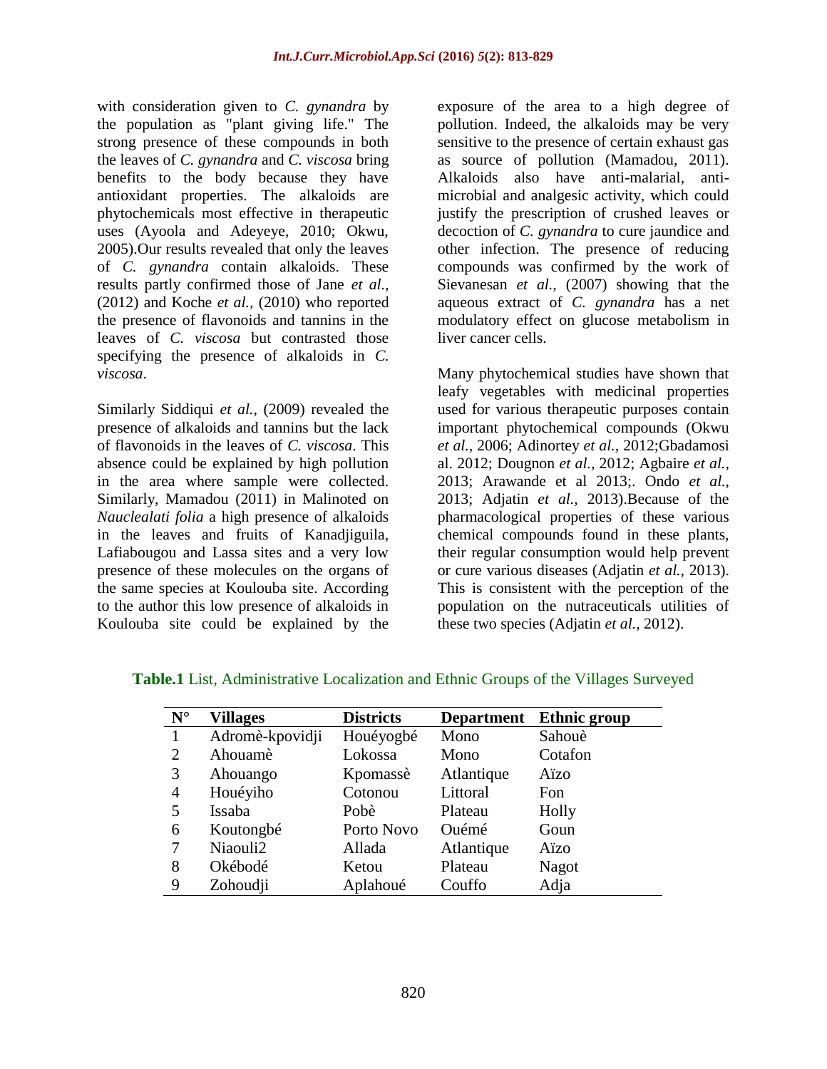with consideration given to *C. gynandra* by the population as "plant giving life." The strong presence of these compounds in both the leaves of *C. gynandra* and *C. viscosa* bring benefits to the body because they have antioxidant properties. The alkaloids are phytochemicals most effective in therapeutic uses (Ayoola and Adeyeye, 2010; Okwu, 2005).Our results revealed that only the leaves of *C. gynandra* contain alkaloids. These results partly confirmed those of Jane *et al.,* (2012) and Koche *et al.,* (2010) who reported the presence of flavonoids and tannins in the leaves of *C. viscosa* but contrasted those specifying the presence of alkaloids in *C. viscosa*.

Similarly Siddiqui *et al.,* (2009) revealed the presence of alkaloids and tannins but the lack of flavonoids in the leaves of *C. viscosa*. This absence could be explained by high pollution in the area where sample were collected. Similarly, Mamadou (2011) in Malinoted on *Nauclealati folia* a high presence of alkaloids in the leaves and fruits of Kanadjiguila, Lafiabougou and Lassa sites and a very low presence of these molecules on the organs of the same species at Koulouba site. According to the author this low presence of alkaloids in Koulouba site could be explained by the exposure of the area to a high degree of pollution. Indeed, the alkaloids may be very sensitive to the presence of certain exhaust gas as source of pollution (Mamadou, 2011). Alkaloids also have anti-malarial, anti-microbial and analgesic activity, which could justify the prescription of crushed leaves or decoction of *C. gynandra* to cure jaundice and other infection. The presence of reducing compounds was confirmed by the work of Sievanesan *et al.,* (2007) showing that the aqueous extract of *C. gynandra* has a net modulatory effect on glucose metabolism in liver cancer cells.

Many phytochemical studies have shown that leafy vegetables with medicinal properties used for various therapeutic purposes contain important phytochemical compounds (Okwu *et al.,* 2006; Adinortey *et al.,* 2012;Gbadamosi al. 2012; Dougnon *et al.,* 2012; Agbaire *et al.,* 2013; Arawande et al 2013;. Ondo *et al.,* 2013; Adjatin *et al.,* 2013).Because of the pharmacological properties of these various chemical compounds found in these plants, their regular consumption would help prevent or cure various diseases (Adjatin *et al.,* 2013). This is consistent with the perception of the population on the nutraceuticals utilities of these two species (Adjatin *et al.,* 2012).

**Table.1** List, Administrative Localization and Ethnic Groups of the Villages Surveyed

| N° | Villages | Districts | Department | Ethnic group |
|---|---|---|---|---|
| 1 | Adromè-kpovidji | Houéyogbé | Mono | Sahouè |
| 2 | Ahouamè | Lokossa | Mono | Cotafon |
| 3 | Ahouango | Kpomassè | Atlantique | Aïzo |
| 4 | Houéyiho | Cotonou | Littoral | Fon |
| 5 | Issaba | Pobè | Plateau | Holly |
| 6 | Koutongbé | Porto Novo | Ouémé | Goun |
| 7 | Niaouli2 | Allada | Atlantique | Aïzo |
| 8 | Okébodé | Ketou | Plateau | Nagot |
| 9 | Zohoudji | Aplahoué | Couffo | Adja |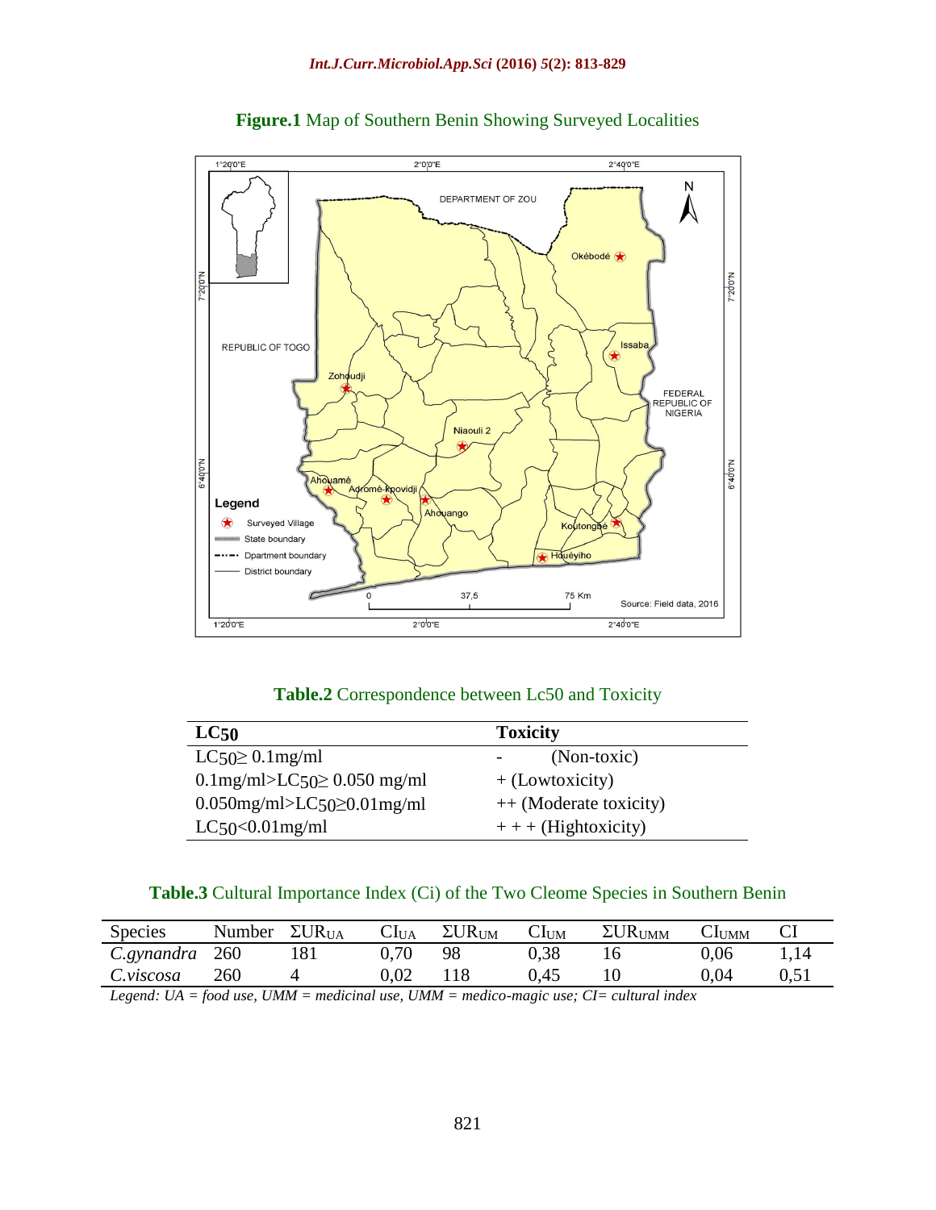**Figure.1** Map of Southern Benin Showing Surveyed Localities

**Table.2** Correspondence between Lc50 and Toxicity

| $LC_{50}$ | Toxicity |
|---|---|
| $LC_{50} \geq 0.1$mg/ml | - (Non-toxic) |
| 0.1mg/ml>$LC_{50} \geq$ 0.050 mg/ml | + (Lowtoxicity) |
| 0.050mg/ml>$LC_{50} \geq$0.01mg/ml | ++ (Moderate toxicity) |
| $LC_{50}$<0.01mg/ml | + + + (Hightoxicity) |

**Table.3** Cultural Importance Index (Ci) of the Two Cleome Species in Southern Benin

| Species | Number | $\Sigma UR_{UA}$ | $CI_{UA}$ | $\Sigma UR_{UM}$ | $CI_{UM}$ | $\Sigma UR_{UMM}$ | $CI_{UMM}$ | CI |
|---|---|---|---|---|---|---|---|---|
| *C.gynandra* | 260 | 181 | 0,70 | 98 | 0,38 | 16 | 0,06 | 1,14 |
| *C.viscosa* | 260 | 4 | 0,02 | 118 | 0,45 | 10 | 0,04 | 0,51 |

*Legend: UA = food use, UMM = medicinal use, UMM = medico-magic use; CI= cultural index*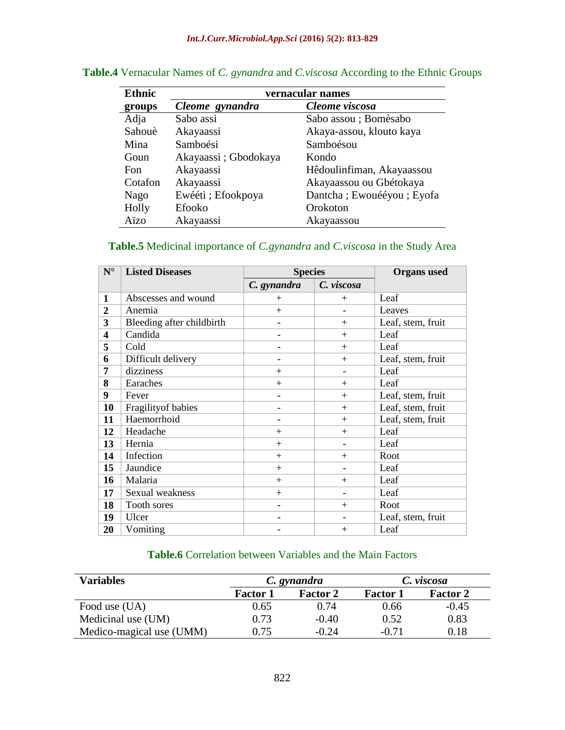**Table.4** Vernacular Names of *C. gynandra* and *C.viscosa* According to the Ethnic Groups

| Ethnic groups | vernacular names | |
|---|---|---|
| | ***Cleome gynandra*** | ***Cleome viscosa*** |
| Adja | Sabo assi | Sabo assou ; Bomèsabo |
| Sahouè | Akayaassi | Akaya-assou, klouto kaya |
| Mina | Samboési | Samboésou |
| Goun | Akayaassi ; Gbodokaya | Kondo |
| Fon | Akayaassi | Hêdoulinfiman, Akayaassou |
| Cotafon | Akayaassi | Akayaassou ou Gbétokaya |
| Nago | Ewééti ; Efookpoya | Dantcha ; Ewouééyou ; Eyofa |
| Holly | Efooko | Orokoton |
| Aïzo | Akayaassi | Akayaassou |

**Table.5** Medicinal importance of *C.gynandra* and *C.viscosa* in the Study Area

| N° | Listed Diseases | Species | | Organs used |
|---|---|---|---|---|
| | | *C. gynandra* | *C. viscosa* | |
| **1** | Abscesses and wound | + | + | Leaf |
| **2** | Anemia | + | - | Leaves |
| **3** | Bleeding after childbirth | - | + | Leaf, stem, fruit |
| **4** | Candida | - | + | Leaf |
| **5** | Cold | - | + | Leaf |
| **6** | Difficult delivery | - | + | Leaf, stem, fruit |
| **7** | dizziness | + | - | Leaf |
| **8** | Earaches | + | + | Leaf |
| **9** | Fever | - | + | Leaf, stem, fruit |
| **10** | Fragilityof babies | - | + | Leaf, stem, fruit |
| **11** | Haemorrhoid | - | + | Leaf, stem, fruit |
| **12** | Headache | + | + | Leaf |
| **13** | Hernia | + | - | Leaf |
| **14** | Infection | + | + | Root |
| **15** | Jaundice | + | - | Leaf |
| **16** | Malaria | + | + | Leaf |
| **17** | Sexual weakness | + | - | Leaf |
| **18** | Tooth sores | - | + | Root |
| **19** | Ulcer | - | - | Leaf, stem, fruit |
| **20** | Vomiting | - | + | Leaf |

**Table.6** Correlation between Variables and the Main Factors

| Variables | *C. gynandra* | | *C. viscosa* | |
|---|---|---|---|---|
| | **Factor 1** | **Factor 2** | **Factor 1** | **Factor 2** |
| Food use (UA) | 0.65 | 0.74 | 0.66 | -0.45 |
| Medicinal use (UM) | 0.73 | -0.40 | 0.52 | 0.83 |
| Medico-magical use (UMM) | 0.75 | -0.24 | -0.71 | 0.18 |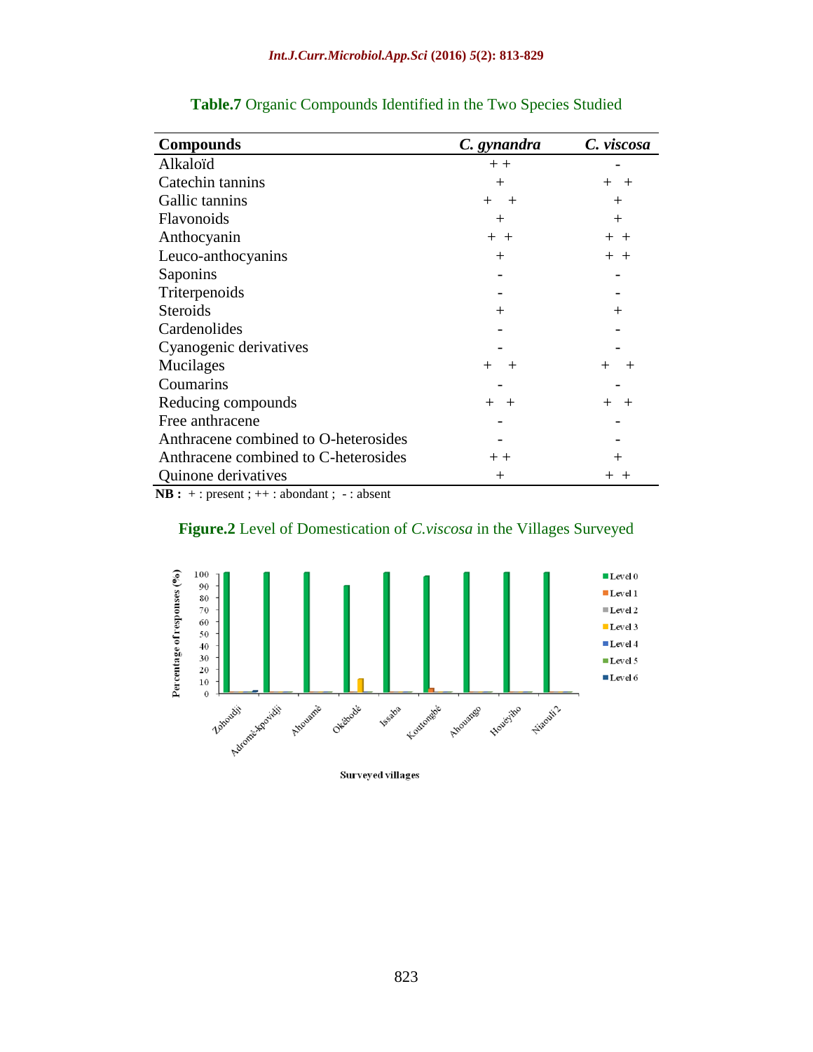**Table.7** Organic Compounds Identified in the Two Species Studied

| Compounds | *C. gynandra* | *C. viscosa* |
|---|---|---|
| Alkaloïd | + + | - |
| Catechin tannins | + | + + |
| Gallic tannins | + + | + |
| Flavonoids | + | + |
| Anthocyanin | + + | + + |
| Leuco-anthocyanins | + | + + |
| Saponins | - | - |
| Triterpenoids | - | - |
| Steroids | + | + |
| Cardenolides | - | - |
| Cyanogenic derivatives | - | - |
| Mucilages | + + | + + |
| Coumarins | - | - |
| Reducing compounds | + + | + + |
| Free anthracene | - | - |
| Anthracene combined to O-heterosides | - | - |
| Anthracene combined to C-heterosides | + + | + |
| Quinone derivatives | + | + + |

**NB :** + : present ; ++ : abondant ; - : absent

**Figure.2** Level of Domestication of *C.viscosa* in the Villages Surveyed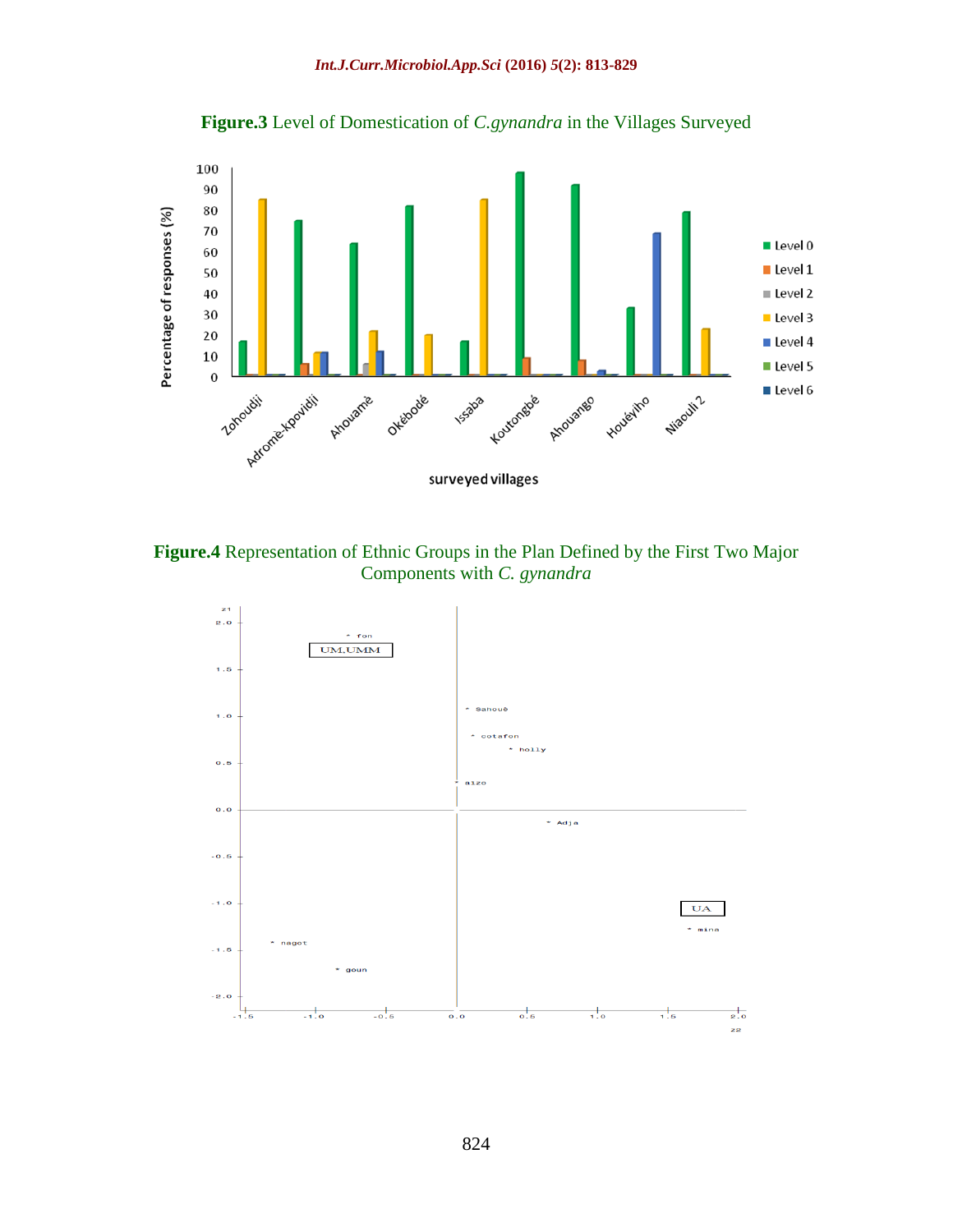**Figure.3** Level of Domestication of *C.gynandra* in the Villages Surveyed

**Figure.4** Representation of Ethnic Groups in the Plan Defined by the First Two Major Components with *C. gynandra*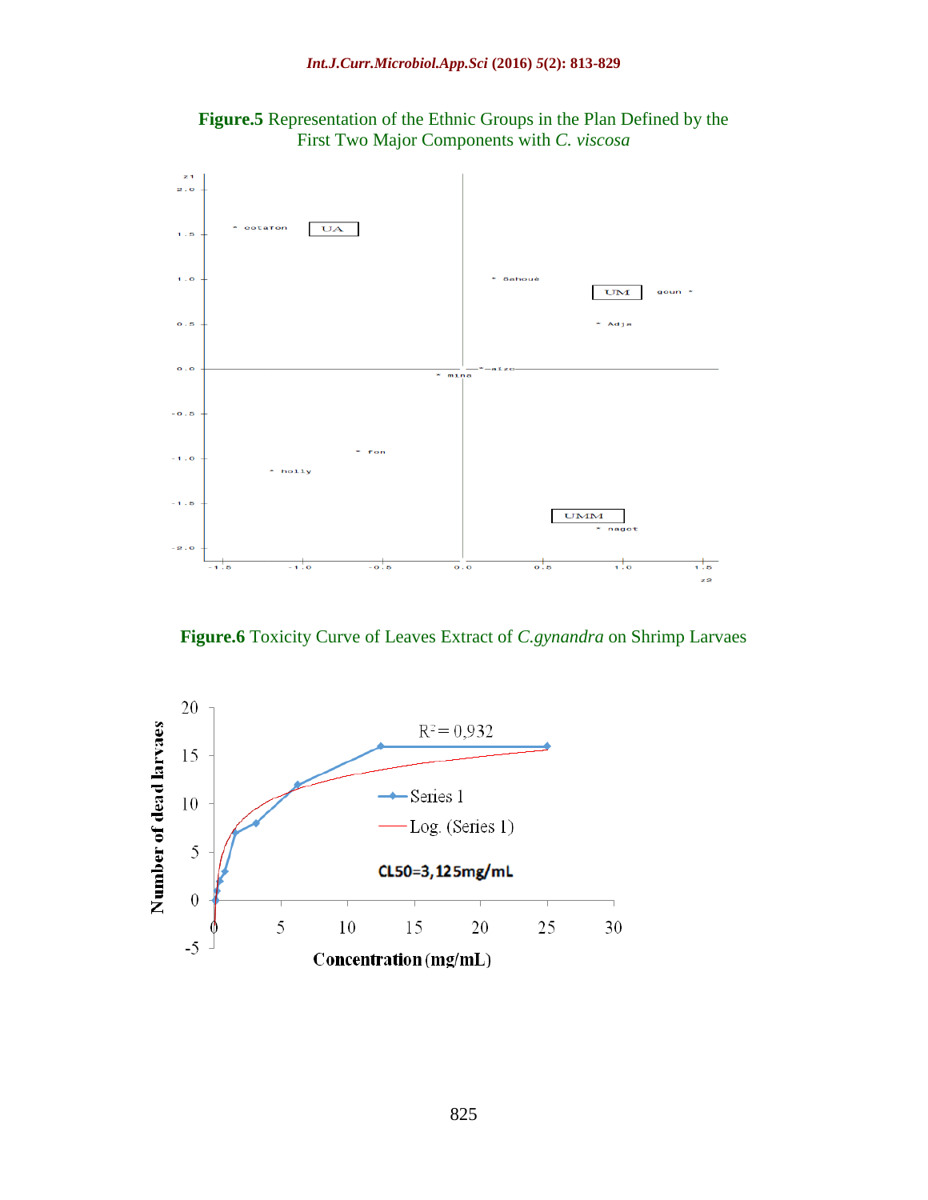**Figure.5** Representation of the Ethnic Groups in the Plan Defined by the First Two Major Components with *C. viscosa*

**Figure.6** Toxicity Curve of Leaves Extract of *C.gynandra* on Shrimp Larvaes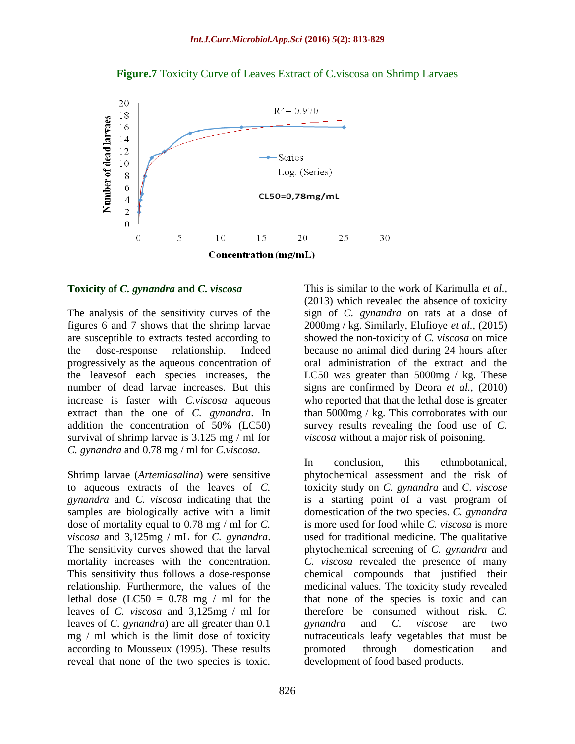**Figure.7** Toxicity Curve of Leaves Extract of C.viscosa on Shrimp Larvaes

### Toxicity of *C. gynandra* and *C. viscosa*

The analysis of the sensitivity curves of the figures 6 and 7 shows that the shrimp larvae are susceptible to extracts tested according to the dose-response relationship. Indeed progressively as the aqueous concentration of the leavesof each species increases, the number of dead larvae increases. But this increase is faster with *C.viscosa* aqueous extract than the one of *C. gynandra*. In addition the concentration of 50% (LC50) survival of shrimp larvae is 3.125 mg / ml for *C. gynandra* and 0.78 mg / ml for *C.viscosa*.

Shrimp larvae (*Artemiasalina*) were sensitive to aqueous extracts of the leaves of *C. gynandra* and *C. viscosa* indicating that the samples are biologically active with a limit dose of mortality equal to 0.78 mg / ml for *C. viscosa* and 3,125mg / mL for *C. gynandra*. The sensitivity curves showed that the larval mortality increases with the concentration. This sensitivity thus follows a dose-response relationship. Furthermore, the values of the lethal dose (LC50 = 0.78 mg / ml for the leaves of *C. viscosa* and 3,125mg / ml for leaves of *C. gynandra*) are all greater than 0.1 mg / ml which is the limit dose of toxicity according to Mousseux (1995). These results reveal that none of the two species is toxic. This is similar to the work of Karimulla *et al.*, (2013) which revealed the absence of toxicity sign of *C. gynandra* on rats at a dose of 2000mg / kg. Similarly, Elufioye *et al.*, (2015) showed the non-toxicity of *C. viscosa* on mice because no animal died during 24 hours after oral administration of the extract and the LC50 was greater than 5000mg / kg. These signs are confirmed by Deora *et al.*, (2010) who reported that that the lethal dose is greater than 5000mg / kg. This corroborates with our survey results revealing the food use of *C. viscosa* without a major risk of poisoning.

In conclusion, this ethnobotanical, phytochemical assessment and the risk of toxicity study on *C. gynandra* and *C. viscose* is a starting point of a vast program of domestication of the two species. *C. gynandra* is more used for food while *C. viscosa* is more used for traditional medicine. The qualitative phytochemical screening of *C. gynandra* and *C. viscosa* revealed the presence of many chemical compounds that justified their medicinal values. The toxicity study revealed that none of the species is toxic and can therefore be consumed without risk. *C. gynandra* and *C. viscose* are two nutraceuticals leafy vegetables that must be promoted through domestication and development of food based products.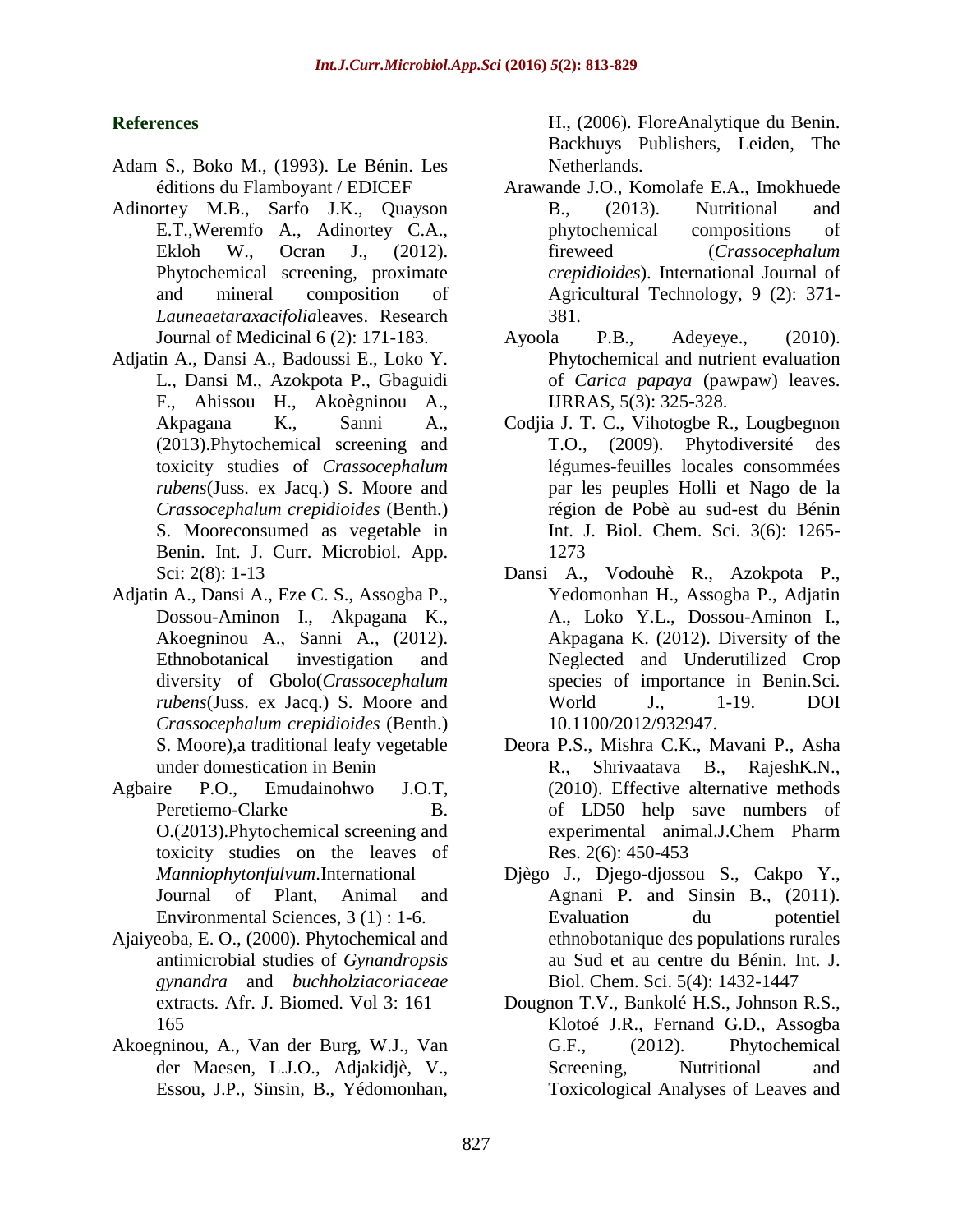## References

Adam S., Boko M., (1993). Le Bénin. Les éditions du Flamboyant / EDICEF

Adinortey M.B., Sarfo J.K., Quayson E.T.,Weremfo A., Adinortey C.A., Ekloh W., Ocran J., (2012). Phytochemical screening, proximate and mineral composition of *Launeaetaraxacifolia*leaves. Research Journal of Medicinal 6 (2): 171-183.

Adjatin A., Dansi A., Badoussi E., Loko Y. L., Dansi M., Azokpota P., Gbaguidi F., Ahissou H., Akoègninou A., Akpagana K., Sanni A., (2013).Phytochemical screening and toxicity studies of *Crassocephalum rubens*(Juss. ex Jacq.) S. Moore and *Crassocephalum crepidioides* (Benth.) S. Mooreconsumed as vegetable in Benin. Int. J. Curr. Microbiol. App. Sci: 2(8): 1-13

Adjatin A., Dansi A., Eze C. S., Assogba P., Dossou-Aminon I., Akpagana K., Akoegninou A., Sanni A., (2012). Ethnobotanical investigation and diversity of Gbolo(*Crassocephalum rubens*(Juss. ex Jacq.) S. Moore and *Crassocephalum crepidioides* (Benth.) S. Moore),a traditional leafy vegetable under domestication in Benin

Agbaire P.O., Emudainohwo J.O.T, Peretiemo-Clarke B. O.(2013).Phytochemical screening and toxicity studies on the leaves of *Manniophytonfulvum*.International Journal of Plant, Animal and Environmental Sciences, 3 (1) : 1-6.

Ajaiyeoba, E. O., (2000). Phytochemical and antimicrobial studies of *Gynandropsis gynandra* and *buchholziacoriaceae* extracts. Afr. J. Biomed. Vol 3: 161 – 165

Akoegninou, A., Van der Burg, W.J., Van der Maesen, L.J.O., Adjakidjè, V., Essou, J.P., Sinsin, B., Yédomonhan, H., (2006). FloreAnalytique du Benin. Backhuys Publishers, Leiden, The Netherlands.

Arawande J.O., Komolafe E.A., Imokhuede B., (2013). Nutritional and phytochemical compositions of fireweed (*Crassocephalum crepidioides*). International Journal of Agricultural Technology, 9 (2): 371-381.

Ayoola P.B., Adeyeye., (2010). Phytochemical and nutrient evaluation of *Carica papaya* (pawpaw) leaves. IJRRAS, 5(3): 325-328.

Codjia J. T. C., Vihotogbe R., Lougbegnon T.O., (2009). Phytodiversité des légumes-feuilles locales consommées par les peuples Holli et Nago de la région de Pobè au sud-est du Bénin Int. J. Biol. Chem. Sci. 3(6): 1265-1273

Dansi A., Vodouhè R., Azokpota P., Yedomonhan H., Assogba P., Adjatin A., Loko Y.L., Dossou-Aminon I., Akpagana K. (2012). Diversity of the Neglected and Underutilized Crop species of importance in Benin.Sci. World J., 1-19. DOI 10.1100/2012/932947.

Deora P.S., Mishra C.K., Mavani P., Asha R., Shrivaatava B., RajeshK.N., (2010). Effective alternative methods of LD50 help save numbers of experimental animal.J.Chem Pharm Res. 2(6): 450-453

Djègo J., Djego-djossou S., Cakpo Y., Agnani P. and Sinsin B., (2011). Evaluation du potentiel ethnobotanique des populations rurales au Sud et au centre du Bénin. Int. J. Biol. Chem. Sci. 5(4): 1432-1447

Dougnon T.V., Bankolé H.S., Johnson R.S., Klotoé J.R., Fernand G.D., Assogba G.F., (2012). Phytochemical Screening, Nutritional and Toxicological Analyses of Leaves and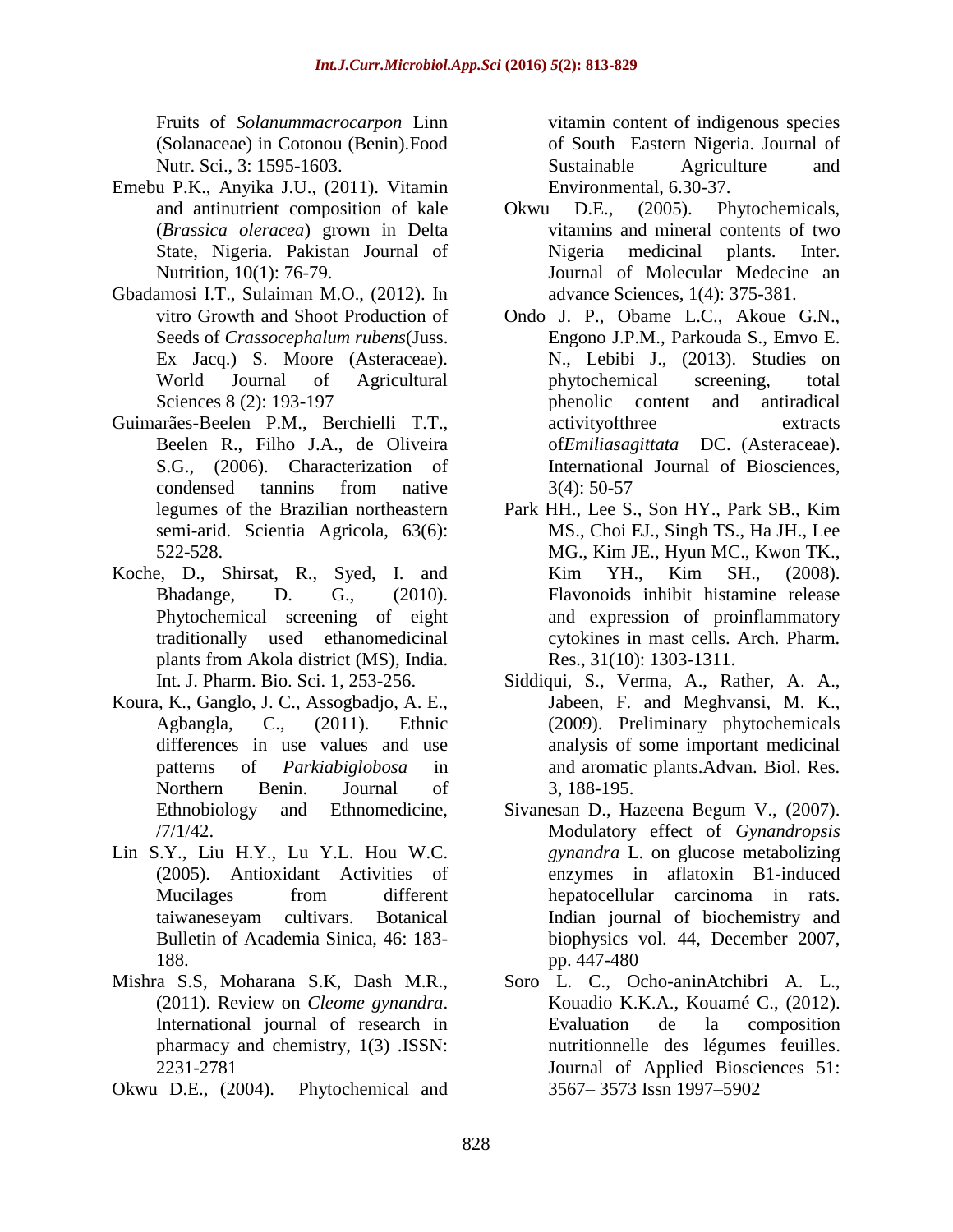Fruits of *Solanummacrocarpon* Linn (Solanaceae) in Cotonou (Benin).Food Nutr. Sci., 3: 1595-1603.

Emebu P.K., Anyika J.U., (2011). Vitamin and antinutrient composition of kale (*Brassica oleracea*) grown in Delta State, Nigeria. Pakistan Journal of Nutrition, 10(1): 76-79.

Gbadamosi I.T., Sulaiman M.O., (2012). In vitro Growth and Shoot Production of Seeds of *Crassocephalum rubens*(Juss. Ex Jacq.) S. Moore (Asteraceae). World Journal of Agricultural Sciences 8 (2): 193-197

Guimarães-Beelen P.M., Berchielli T.T., Beelen R., Filho J.A., de Oliveira S.G., (2006). Characterization of condensed tannins from native legumes of the Brazilian northeastern semi-arid. Scientia Agricola, 63(6): 522-528.

Koche, D., Shirsat, R., Syed, I. and Bhadange, D. G., (2010). Phytochemical screening of eight traditionally used ethanomedicinal plants from Akola district (MS), India. Int. J. Pharm. Bio. Sci. 1, 253-256.

Koura, K., Ganglo, J. C., Assogbadjo, A. E., Agbangla, C., (2011). Ethnic differences in use values and use patterns of *Parkiabiglobosa* in Northern Benin. Journal of Ethnobiology and Ethnomedicine, /7/1/42.

Lin S.Y., Liu H.Y., Lu Y.L. Hou W.C. (2005). Antioxidant Activities of Mucilages from different taiwaneseyam cultivars. Botanical Bulletin of Academia Sinica, 46: 183-188.

Mishra S.S, Moharana S.K, Dash M.R., (2011). Review on *Cleome gynandra*. International journal of research in pharmacy and chemistry, 1(3) .ISSN: 2231-2781

Okwu D.E., (2004). Phytochemical and vitamin content of indigeous species of South Eastern Nigeria. Journal of Sustainable Agriculture and Environmental, 6.30-37.

Okwu D.E., (2005). Phytochemicals, vitamins and mineral contents of two Nigeria medicinal plants. Inter. Journal of Molecular Medecine an advance Sciences, 1(4): 375-381.

Ondo J. P., Obame L.C., Akoue G.N., Engono J.P.M., Parkouda S., Emvo E. N., Lebibi J., (2013). Studies on phytochemical screening, total phenolic content and antiradical activityofthree extracts of*Emiliasagittata* DC. (Asteraceae). International Journal of Biosciences, 3(4): 50-57

Park HH., Lee S., Son HY., Park SB., Kim MS., Choi EJ., Singh TS., Ha JH., Lee MG., Kim JE., Hyun MC., Kwon TK., Kim YH., Kim SH., (2008). Flavonoids inhibit histamine release and expression of proinflammatory cytokines in mast cells. Arch. Pharm. Res., 31(10): 1303-1311.

Siddiqui, S., Verma, A., Rather, A. A., Jabeen, F. and Meghvansi, M. K., (2009). Preliminary phytochemicals analysis of some important medicinal and aromatic plants.Advan. Biol. Res. 3, 188-195.

Sivanesan D., Hazeena Begum V., (2007). Modulatory effect of *Gynandropsis gynandra* L. on glucose metabolizing enzymes in aflatoxin B1-induced hepatocellular carcinoma in rats. Indian journal of biochemistry and biophysics vol. 44, December 2007, pp. 447-480

Soro L. C., Ocho-aninAtchibri A. L., Kouadio K.K.A., Kouamé C., (2012). Evaluation de la composition nutritionnelle des légumes feuilles. Journal of Applied Biosciences 51: 3567– 3573 Issn 1997–5902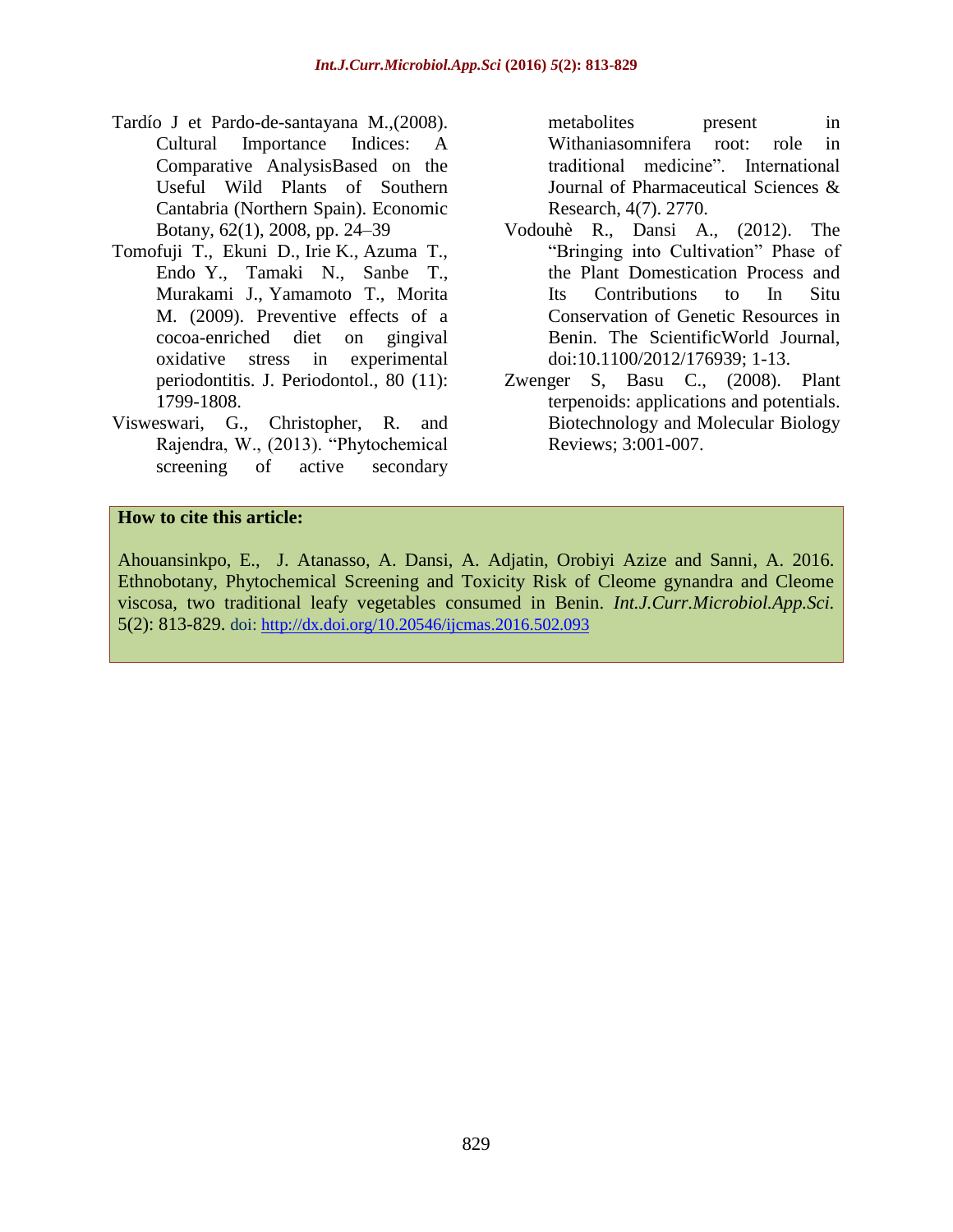Tardío J et Pardo-de-santayana M.,(2008). Cultural Importance Indices: A Comparative AnalysisBased on the Useful Wild Plants of Southern Cantabria (Northern Spain). Economic Botany, 62(1), 2008, pp. 24–39

Tomofuji T., Ekuni D., Irie K., Azuma T., Endo Y., Tamaki N., Sanbe T., Murakami J., Yamamoto T., Morita M. (2009). Preventive effects of a cocoa-enriched diet on gingival oxidative stress in experimental periodontitis. J. Periodontol., 80 (11): 1799-1808.

Visweswari, G., Christopher, R. and Rajendra, W., (2013). "Phytochemical screening of active secondary metabolites present in Withaniasomnifera root: role in traditional medicine". International Journal of Pharmaceutical Sciences & Research, 4(7). 2770.

Vodouhè R., Dansi A., (2012). The "Bringing into Cultivation" Phase of the Plant Domestication Process and Its Contributions to In Situ Conservation of Genetic Resources in Benin. The ScientificWorld Journal, doi:10.1100/2012/176939; 1-13.

Zwenger S, Basu C., (2008). Plant terpenoids: applications and potentials. Biotechnology and Molecular Biology Reviews; 3:001-007.

**How to cite this article:**

Ahouansinkpo, E., J. Atanasso, A. Dansi, A. Adjatin, Orobiyi Azize and Sanni, A. 2016. Ethnobotany, Phytochemical Screening and Toxicity Risk of Cleome gynandra and Cleome viscosa, two traditional leafy vegetables consumed in Benin. *Int.J.Curr.Microbiol.App.Sci.* 5(2): 813-829. doi: http://dx.doi.org/10.20546/ijcmas.2016.502.093